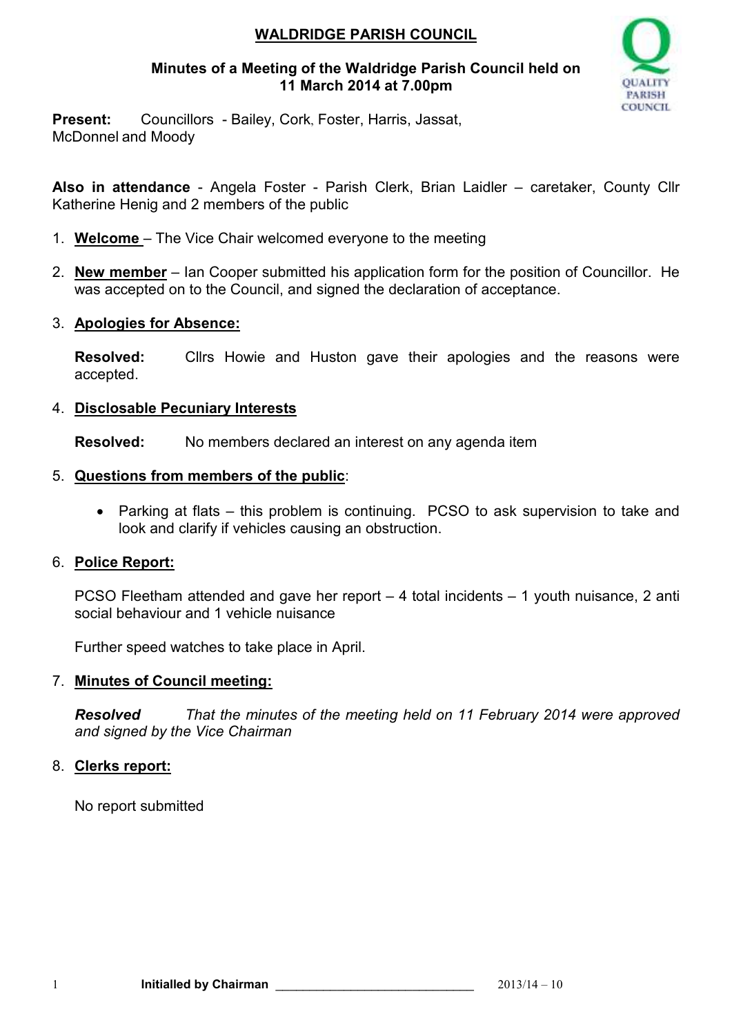# WALDRIDGE PARISH COUNCIL

**Minutes of a Meeting of the Waldridge Parish Council held on 11 March 2014 at 7.00pm**

**Present:** Councillors - Bailey, Cork, Foster, Harris, Jassat, McDonnel and Moody

**Also in attendance** - Angela Foster - Parish Clerk, Brian Laidler – caretaker, County Cllr Katherine Henig and 2 members of the public

1. **Welcome** – The Vice Chair welcomed everyone to the meeting

2. **New member** – Ian Cooper submitted his application form for the position of Councillor. He was accepted on to the Council, and signed the declaration of acceptance.

3. **Apologies for Absence:**

   **Resolved:** Cllrs Howie and Huston gave their apologies and the reasons were accepted.

4. **Disclosable Pecuniary Interests**

   **Resolved:** No members declared an interest on any agenda item

5. **Questions from members of the public**:

   - Parking at flats – this problem is continuing. PCSO to ask supervision to take and look and clarify if vehicles causing an obstruction.

6. **Police Report:**

   PCSO Fleetham attended and gave her report – 4 total incidents – 1 youth nuisance, 2 anti social behaviour and 1 vehicle nuisance

   Further speed watches to take place in April.

7. **Minutes of Council meeting:**

   ***Resolved*** *That the minutes of the meeting held on 11 February 2014 were approved and signed by the Vice Chairman*

8. **Clerks report:**

   No report submitted

**Initialled by Chairman** ____________________________ 2013/14 – 10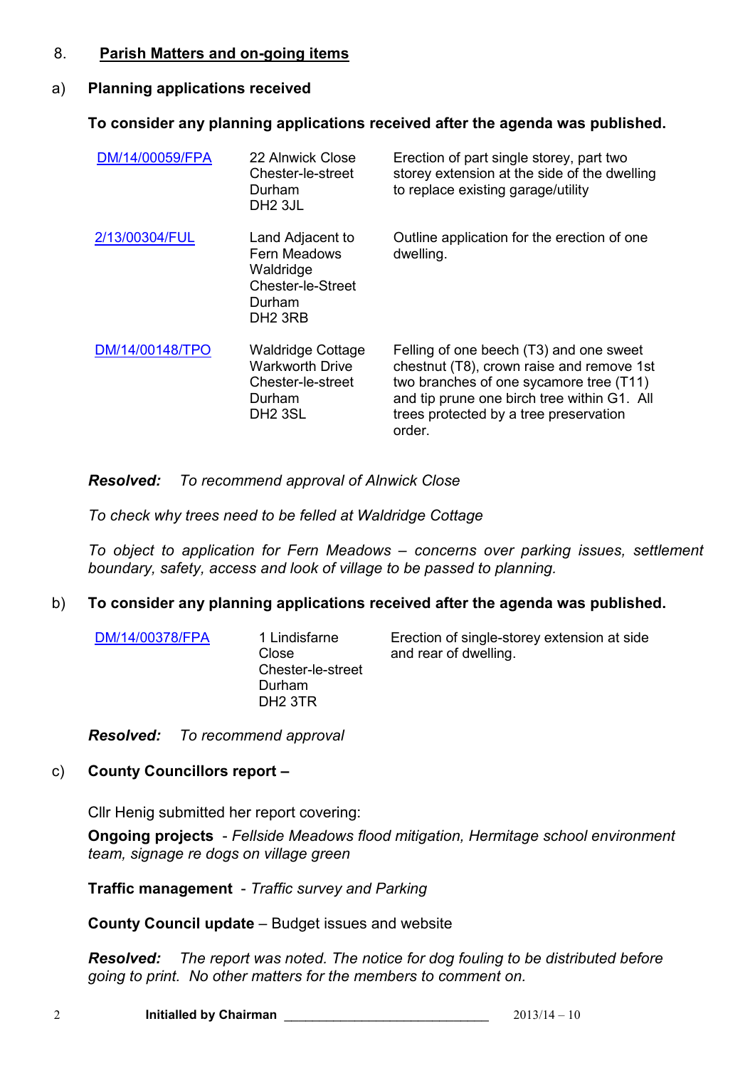## 8. Parish Matters and on-going items

### a) Planning applications received

**To consider any planning applications received after the agenda was published.**

| | | |
|---|---|---|
| DM/14/00059/FPA | 22 Alnwick Close Chester-le-street Durham DH2 3JL | Erection of part single storey, part two storey extension at the side of the dwelling to replace existing garage/utility |
| 2/13/00304/FUL | Land Adjacent to Fern Meadows Waldridge Chester-le-Street Durham DH2 3RB | Outline application for the erection of one dwelling. |
| DM/14/00148/TPO | Waldridge Cottage Warkworth Drive Chester-le-street Durham DH2 3SL | Felling of one beech (T3) and one sweet chestnut (T8), crown raise and remove 1st two branches of one sycamore tree (T11) and tip prune one birch tree within G1. All trees protected by a tree preservation order. |

***Resolved:*** *To recommend approval of Alnwick Close*

*To check why trees need to be felled at Waldridge Cottage*

*To object to application for Fern Meadows – concerns over parking issues, settlement boundary, safety, access and look of village to be passed to planning.*

### b) To consider any planning applications received after the agenda was published.

| | | |
|---|---|---|
| DM/14/00378/FPA | 1 Lindisfarne Close Chester-le-street Durham DH2 3TR | Erection of single-storey extension at side and rear of dwelling. |

***Resolved:*** *To recommend approval*

### c) County Councillors report –

Cllr Henig submitted her report covering:

**Ongoing projects** - *Fellside Meadows flood mitigation, Hermitage school environment team, signage re dogs on village green*

**Traffic management** - *Traffic survey and Parking*

**County Council update** – Budget issues and website

***Resolved:*** *The report was noted. The notice for dog fouling to be distributed before going to print. No other matters for the members to comment on.*

**Initialled by Chairman** ______________________________ 2013/14 – 10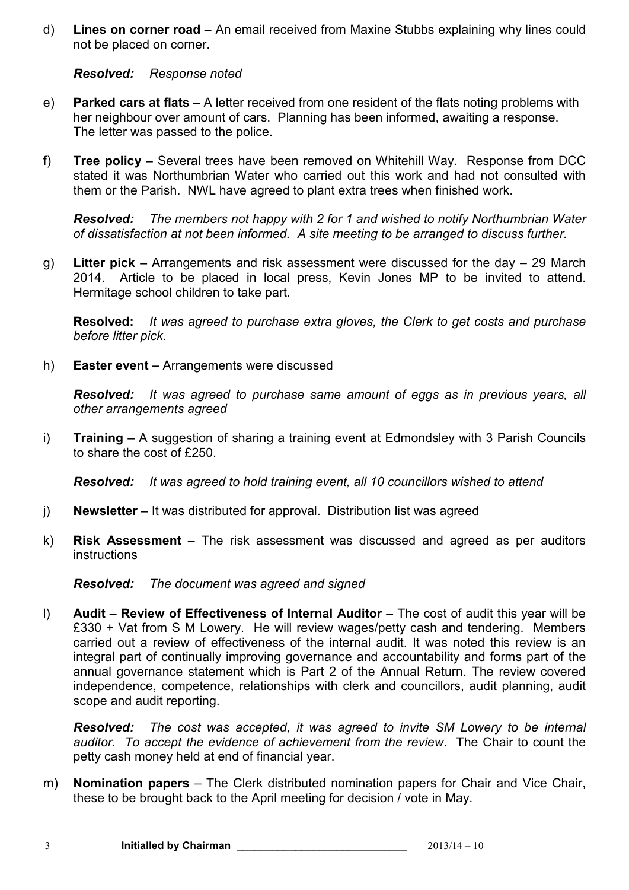d) **Lines on corner road –** An email received from Maxine Stubbs explaining why lines could not be placed on corner.

   ***Resolved:*** *Response noted*

e) **Parked cars at flats –** A letter received from one resident of the flats noting problems with her neighbour over amount of cars. Planning has been informed, awaiting a response. The letter was passed to the police.

f) **Tree policy –** Several trees have been removed on Whitehill Way. Response from DCC stated it was Northumbrian Water who carried out this work and had not consulted with them or the Parish. NWL have agreed to plant extra trees when finished work.

   ***Resolved:*** *The members not happy with 2 for 1 and wished to notify Northumbrian Water of dissatisfaction at not been informed. A site meeting to be arranged to discuss further.*

g) **Litter pick –** Arrangements and risk assessment were discussed for the day – 29 March 2014. Article to be placed in local press, Kevin Jones MP to be invited to attend. Hermitage school children to take part.

   **Resolved:** *It was agreed to purchase extra gloves, the Clerk to get costs and purchase before litter pick.*

h) **Easter event –** Arrangements were discussed

   ***Resolved:*** *It was agreed to purchase same amount of eggs as in previous years, all other arrangements agreed*

i) **Training –** A suggestion of sharing a training event at Edmondsley with 3 Parish Councils to share the cost of £250.

   ***Resolved:*** *It was agreed to hold training event, all 10 councillors wished to attend*

j) **Newsletter –** It was distributed for approval. Distribution list was agreed

k) **Risk Assessment** – The risk assessment was discussed and agreed as per auditors instructions

   ***Resolved:*** *The document was agreed and signed*

l) **Audit** – **Review of Effectiveness of Internal Auditor** – The cost of audit this year will be £330 + Vat from S M Lowery. He will review wages/petty cash and tendering. Members carried out a review of effectiveness of the internal audit. It was noted this review is an integral part of continually improving governance and accountability and forms part of the annual governance statement which is Part 2 of the Annual Return. The review covered independence, competence, relationships with clerk and councillors, audit planning, audit scope and audit reporting.

   ***Resolved:*** *The cost was accepted, it was agreed to invite SM Lowery to be internal auditor. To accept the evidence of achievement from the review*. The Chair to count the petty cash money held at end of financial year.

m) **Nomination papers** – The Clerk distributed nomination papers for Chair and Vice Chair, these to be brought back to the April meeting for decision / vote in May.

**Initialled by Chairman** \_\_\_\_\_\_\_\_\_\_\_\_\_\_\_\_\_\_\_\_\_\_\_\_\_\_\_\_ 2013/14 – 10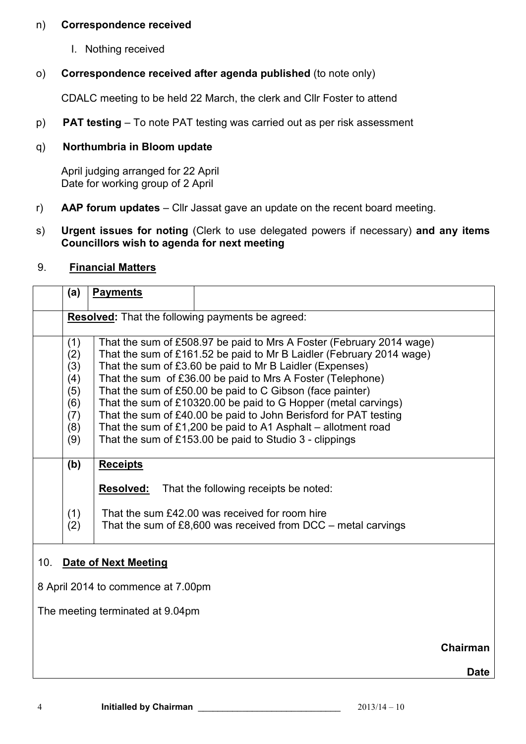n) **Correspondence received**

   I. Nothing received

o) **Correspondence received after agenda published** (to note only)

   CDALC meeting to be held 22 March, the clerk and Cllr Foster to attend

p) **PAT testing** – To note PAT testing was carried out as per risk assessment

q) **Northumbria in Bloom update**

   April judging arranged for 22 April
   Date for working group of 2 April

r) **AAP forum updates** – Cllr Jassat gave an update on the recent board meeting.

s) **Urgent issues for noting** (Clerk to use delegated powers if necessary) **and any items Councillors wish to agenda for next meeting**

9. **Financial Matters**

| | |
|---|---|
| **(a)** | **Payments** |
| | **Resolved:** That the following payments be agreed: |
| (1) | That the sum of £508.97 be paid to Mrs A Foster (February 2014 wage) |
| (2) | That the sum of £161.52 be paid to Mr B Laidler (February 2014 wage) |
| (3) | That the sum of £3.60 be paid to Mr B Laidler (Expenses) |
| (4) | That the sum of £36.00 be paid to Mrs A Foster (Telephone) |
| (5) | That the sum of £50.00 be paid to C Gibson (face painter) |
| (6) | That the sum of £10320.00 be paid to G Hopper (metal carvings) |
| (7) | That the sum of £40.00 be paid to John Berisford for PAT testing |
| (8) | That the sum of £1,200 be paid to A1 Asphalt – allotment road |
| (9) | That the sum of £153.00 be paid to Studio 3 - clippings |
| **(b)** | **Receipts** |
| | **Resolved:** That the following receipts be noted: |
| (1) | That the sum £42.00 was received for room hire |
| (2) | That the sum of £8,600 was received from DCC – metal carvings |

10. **Date of Next Meeting**

8 April 2014 to commence at 7.00pm

The meeting terminated at 9.04pm

**Chairman**

**Date**

**Initialled by Chairman** ______________________________ 2013/14 – 10